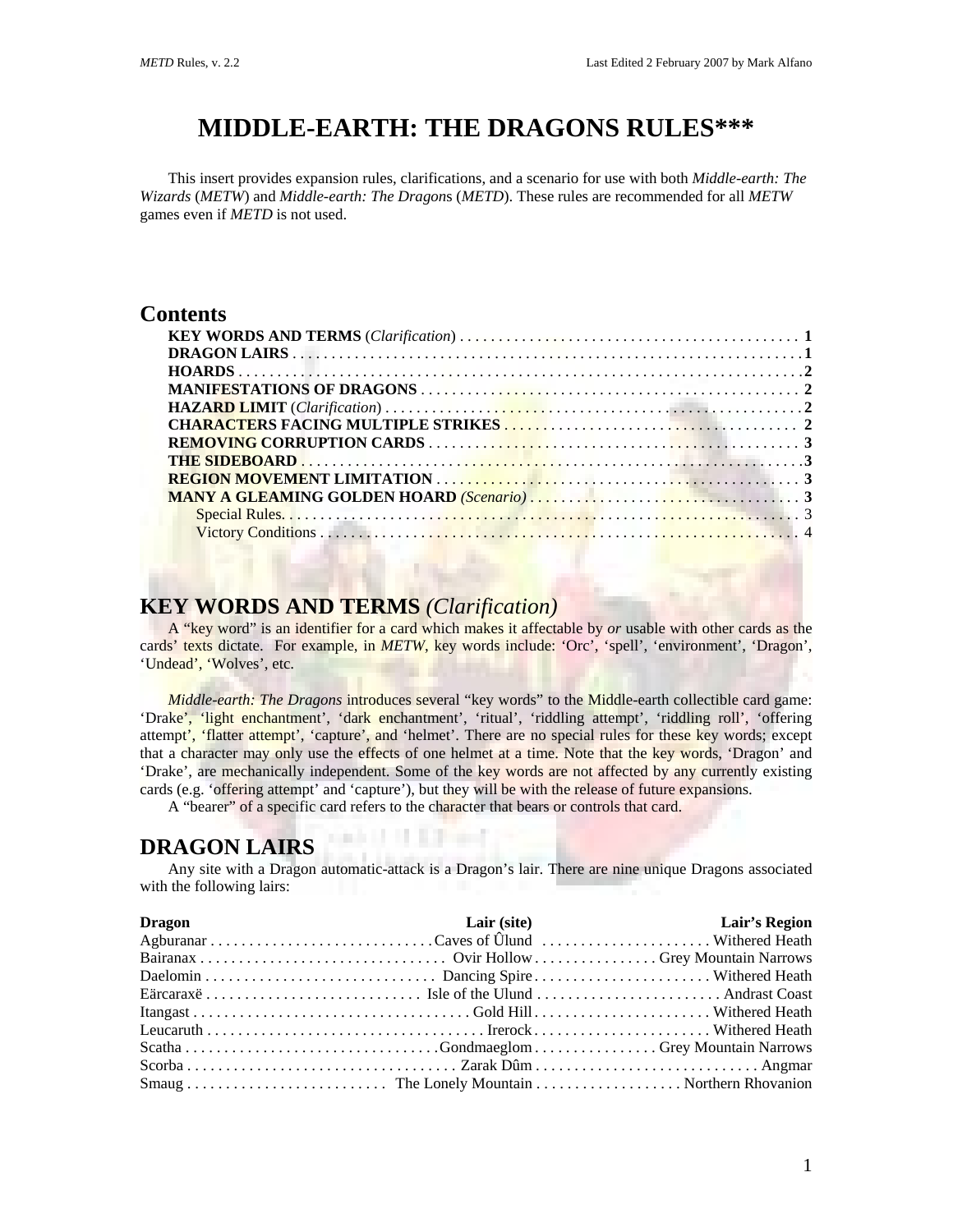# MIDDLE-EARTH: THE DRAGONS RULES***

This insert provides expansion rules, clarifications, and a scenario for use with both *Middle-earth: The Wizards* (*METW*) and *Middle-earth: The Dragons* (*METD*). These rules are recommended for all *METW* games even if *METD* is not used.

## Contents

- **KEY WORDS AND TERMS** (*Clarification*) . . . . . . . . . . . . . . . . . . . . . . . . . . . . . . . . . . . . . . . . . . **1**
- **DRAGON LAIRS** . . . . . . . . . . . . . . . . . . . . . . . . . . . . . . . . . . . . . . . . . . . . . . . . . . . . . . . . . . . . . . . **1**
- **HOARDS** . . . . . . . . . . . . . . . . . . . . . . . . . . . . . . . . . . . . . . . . . . . . . . . . . . . . . . . . . . . . . . . . . . . . **2**
- **MANIFESTATIONS OF DRAGONS** . . . . . . . . . . . . . . . . . . . . . . . . . . . . . . . . . . . . . . . . . . . . . . . **2**
- **HAZARD LIMIT** (*Clarification*) . . . . . . . . . . . . . . . . . . . . . . . . . . . . . . . . . . . . . . . . . . . . . . . . . . . **2**
- **CHARACTERS FACING MULTIPLE STRIKES** . . . . . . . . . . . . . . . . . . . . . . . . . . . . . . . . . . . . . **2**
- **REMOVING CORRUPTION CARDS** . . . . . . . . . . . . . . . . . . . . . . . . . . . . . . . . . . . . . . . . . . . . . **3**
- **THE SIDEBOARD** . . . . . . . . . . . . . . . . . . . . . . . . . . . . . . . . . . . . . . . . . . . . . . . . . . . . . . . . . . . . . **3**
- **REGION MOVEMENT LIMITATION** . . . . . . . . . . . . . . . . . . . . . . . . . . . . . . . . . . . . . . . . . . . . . **3**
- **MANY A GLEAMING GOLDEN HOARD** *(Scenario)* . . . . . . . . . . . . . . . . . . . . . . . . . . . . . . . . . **3**
  - Special Rules. . . . . . . . . . . . . . . . . . . . . . . . . . . . . . . . . . . . . . . . . . . . . . . . . . . . . . . . . . . . . . . . 3
  - Victory Conditions . . . . . . . . . . . . . . . . . . . . . . . . . . . . . . . . . . . . . . . . . . . . . . . . . . . . . . . . . . . 4

## KEY WORDS AND TERMS *(Clarification)*

A "key word" is an identifier for a card which makes it affectable by *or* usable with other cards as the cards' texts dictate. For example, in *METW*, key words include: 'Orc', 'spell', 'environment', 'Dragon', 'Undead', 'Wolves', etc.

*Middle-earth: The Dragons* introduces several "key words" to the Middle-earth collectible card game: 'Drake', 'light enchantment', 'dark enchantment', 'ritual', 'riddling attempt', 'riddling roll', 'offering attempt', 'flatter attempt', 'capture', and 'helmet'. There are no special rules for these key words; except that a character may only use the effects of one helmet at a time. Note that the key words, 'Dragon' and 'Drake', are mechanically independent. Some of the key words are not affected by any currently existing cards (e.g. 'offering attempt' and 'capture'), but they will be with the release of future expansions.

A "bearer" of a specific card refers to the character that bears or controls that card.

## DRAGON LAIRS

Any site with a Dragon automatic-attack is a Dragon's lair. There are nine unique Dragons associated with the following lairs:

| Dragon | Lair (site) | Lair's Region |
|---|---|---|
| Agburanar | Caves of Ûlund | Withered Heath |
| Bairanax | Ovir Hollow | Grey Mountain Narrows |
| Daelomin | Dancing Spire | Withered Heath |
| Eärcaraxë | Isle of the Ulund | Andrast Coast |
| Itangast | Gold Hill | Withered Heath |
| Leucaruth | Irerock | Withered Heath |
| Scatha | Gondmaeglom | Grey Mountain Narrows |
| Scorba | Zarak Dûm | Angmar |
| Smaug | The Lonely Mountain | Northern Rhovanion |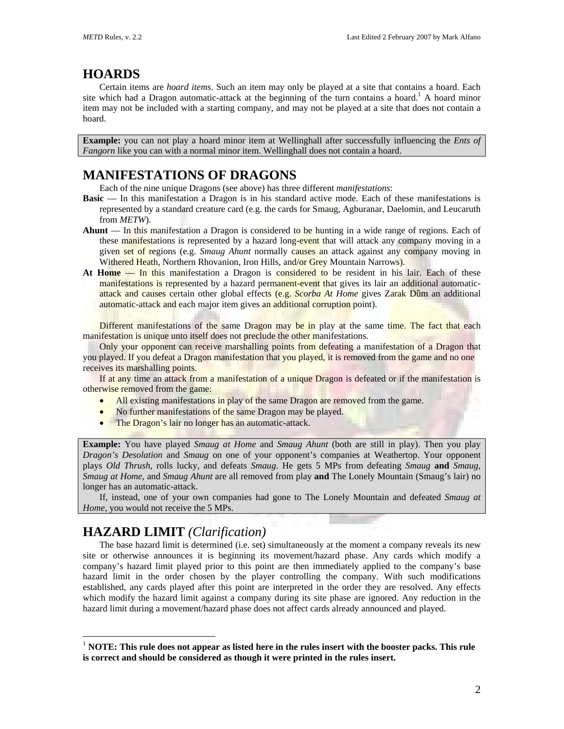## HOARDS

Certain items are *hoard items*. Such an item may only be played at a site that contains a hoard. Each site which had a Dragon automatic-attack at the beginning of the turn contains a hoard.[1] A hoard minor item may not be included with a starting company, and may not be played at a site that does not contain a hoard.

> **Example:** you can not play a hoard minor item at Wellinghall after successfully influencing the *Ents of Fangorn* like you can with a normal minor item. Wellinghall does not contain a hoard.

## MANIFESTATIONS OF DRAGONS

Each of the nine unique Dragons (see above) has three different *manifestations*:

**Basic** — In this manifestation a Dragon is in his standard active mode. Each of these manifestations is represented by a standard creature card (e.g. the cards for Smaug, Agburanar, Daelomin, and Leucaruth from *METW*).

**Ahunt** — In this manifestation a Dragon is considered to be hunting in a wide range of regions. Each of these manifestations is represented by a hazard long-event that will attack any company moving in a given set of regions (e.g. *Smaug Ahunt* normally causes an attack against any company moving in Withered Heath, Northern Rhovanion, Iron Hills, and/or Grey Mountain Narrows).

**At Home** — In this manifestation a Dragon is considered to be resident in his lair. Each of these manifestations is represented by a hazard permanent-event that gives its lair an additional automatic-attack and causes certain other global effects (e.g. *Scorba At Home* gives Zarak Dûm an additional automatic-attack and each major item gives an additional corruption point).

Different manifestations of the same Dragon may be in play at the same time. The fact that each manifestation is unique unto itself does not preclude the other manifestations.

Only your opponent can receive marshalling points from defeating a manifestation of a Dragon that you played. If you defeat a Dragon manifestation that you played, it is removed from the game and no one receives its marshalling points.

If at any time an attack from a manifestation of a unique Dragon is defeated or if the manifestation is otherwise removed from the game:

- All existing manifestations in play of the same Dragon are removed from the game.
- No further manifestations of the same Dragon may be played.
- The Dragon's lair no longer has an automatic-attack.

> **Example:** You have played *Smaug at Home* and *Smaug Ahunt* (both are still in play). Then you play *Dragon's Desolation* and *Smaug* on one of your opponent's companies at Weathertop. Your opponent plays *Old Thrush*, rolls lucky, and defeats *Smaug*. He gets 5 MPs from defeating *Smaug* **and** *Smaug*, *Smaug at Home*, and *Smaug Ahunt* are all removed from play **and** The Lonely Mountain (Smaug's lair) no longer has an automatic-attack.
>
> If, instead, one of your own companies had gone to The Lonely Mountain and defeated *Smaug at Home*, you would not receive the 5 MPs.

## HAZARD LIMIT *(Clarification)*

The base hazard limit is determined (i.e. set) simultaneously at the moment a company reveals its new site or otherwise announces it is beginning its movement/hazard phase. Any cards which modify a company's hazard limit played prior to this point are then immediately applied to the company's base hazard limit in the order chosen by the player controlling the company. With such modifications established, any cards played after this point are interpreted in the order they are resolved. Any effects which modify the hazard limit against a company during its site phase are ignored. Any reduction in the hazard limit during a movement/hazard phase does not affect cards already announced and played.

---

[1] **NOTE: This rule does not appear as listed here in the rules insert with the booster packs. This rule is correct and should be considered as though it were printed in the rules insert.**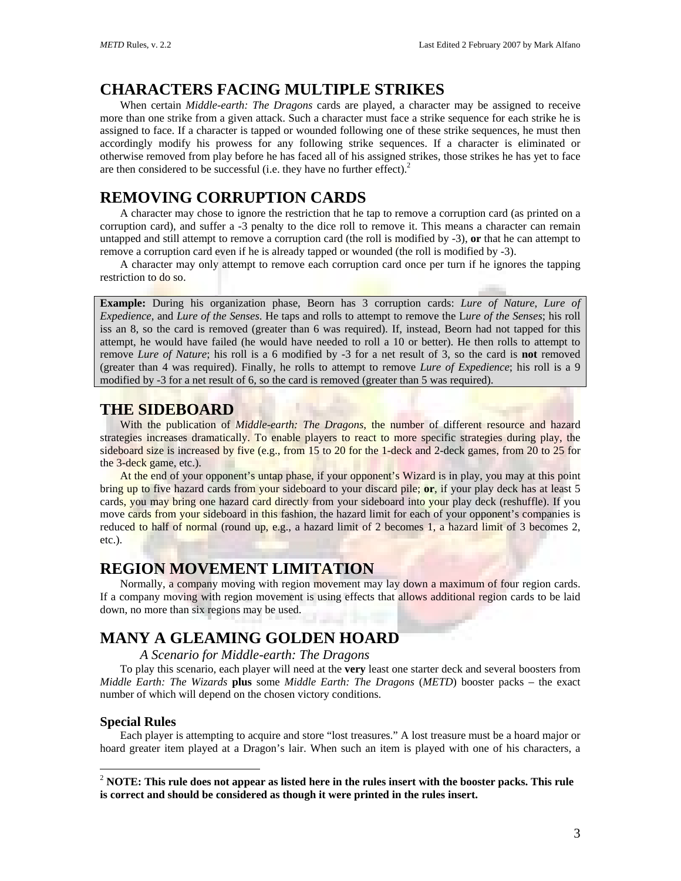## CHARACTERS FACING MULTIPLE STRIKES

When certain *Middle-earth: The Dragons* cards are played, a character may be assigned to receive more than one strike from a given attack. Such a character must face a strike sequence for each strike he is assigned to face. If a character is tapped or wounded following one of these strike sequences, he must then accordingly modify his prowess for any following strike sequences. If a character is eliminated or otherwise removed from play before he has faced all of his assigned strikes, those strikes he has yet to face are then considered to be successful (i.e. they have no further effect).[2]

## REMOVING CORRUPTION CARDS

A character may chose to ignore the restriction that he tap to remove a corruption card (as printed on a corruption card), and suffer a -3 penalty to the dice roll to remove it. This means a character can remain untapped and still attempt to remove a corruption card (the roll is modified by -3), **or** that he can attempt to remove a corruption card even if he is already tapped or wounded (the roll is modified by -3).

A character may only attempt to remove each corruption card once per turn if he ignores the tapping restriction to do so.

> **Example:** During his organization phase, Beorn has 3 corruption cards: *Lure of Nature*, *Lure of Expedience*, and *Lure of the Senses*. He taps and rolls to attempt to remove the L*ure of the Senses*; his roll iss an 8, so the card is removed (greater than 6 was required). If, instead, Beorn had not tapped for this attempt, he would have failed (he would have needed to roll a 10 or better). He then rolls to attempt to remove *Lure of Nature*; his roll is a 6 modified by -3 for a net result of 3, so the card is **not** removed (greater than 4 was required). Finally, he rolls to attempt to remove *Lure of Expedience*; his roll is a 9 modified by -3 for a net result of 6, so the card is removed (greater than 5 was required).

## THE SIDEBOARD

With the publication of *Middle-earth: The Dragons*, the number of different resource and hazard strategies increases dramatically. To enable players to react to more specific strategies during play, the sideboard size is increased by five (e.g., from 15 to 20 for the 1-deck and 2-deck games, from 20 to 25 for the 3-deck game, etc.).

At the end of your opponent's untap phase, if your opponent's Wizard is in play, you may at this point bring up to five hazard cards from your sideboard to your discard pile; **or**, if your play deck has at least 5 cards, you may bring one hazard card directly from your sideboard into your play deck (reshuffle). If you move cards from your sideboard in this fashion, the hazard limit for each of your opponent's companies is reduced to half of normal (round up, e.g., a hazard limit of 2 becomes 1, a hazard limit of 3 becomes 2, etc.).

## REGION MOVEMENT LIMITATION

Normally, a company moving with region movement may lay down a maximum of four region cards. If a company moving with region movement is using effects that allows additional region cards to be laid down, no more than six regions may be used.

## MANY A GLEAMING GOLDEN HOARD

*A Scenario for Middle-earth: The Dragons*

To play this scenario, each player will need at the **very** least one starter deck and several boosters from *Middle Earth: The Wizards* **plus** some *Middle Earth: The Dragons* (*METD*) booster packs – the exact number of which will depend on the chosen victory conditions.

### Special Rules

Each player is attempting to acquire and store "lost treasures." A lost treasure must be a hoard major or hoard greater item played at a Dragon's lair. When such an item is played with one of his characters, a

---

[2] **NOTE: This rule does not appear as listed here in the rules insert with the booster packs. This rule is correct and should be considered as though it were printed in the rules insert.**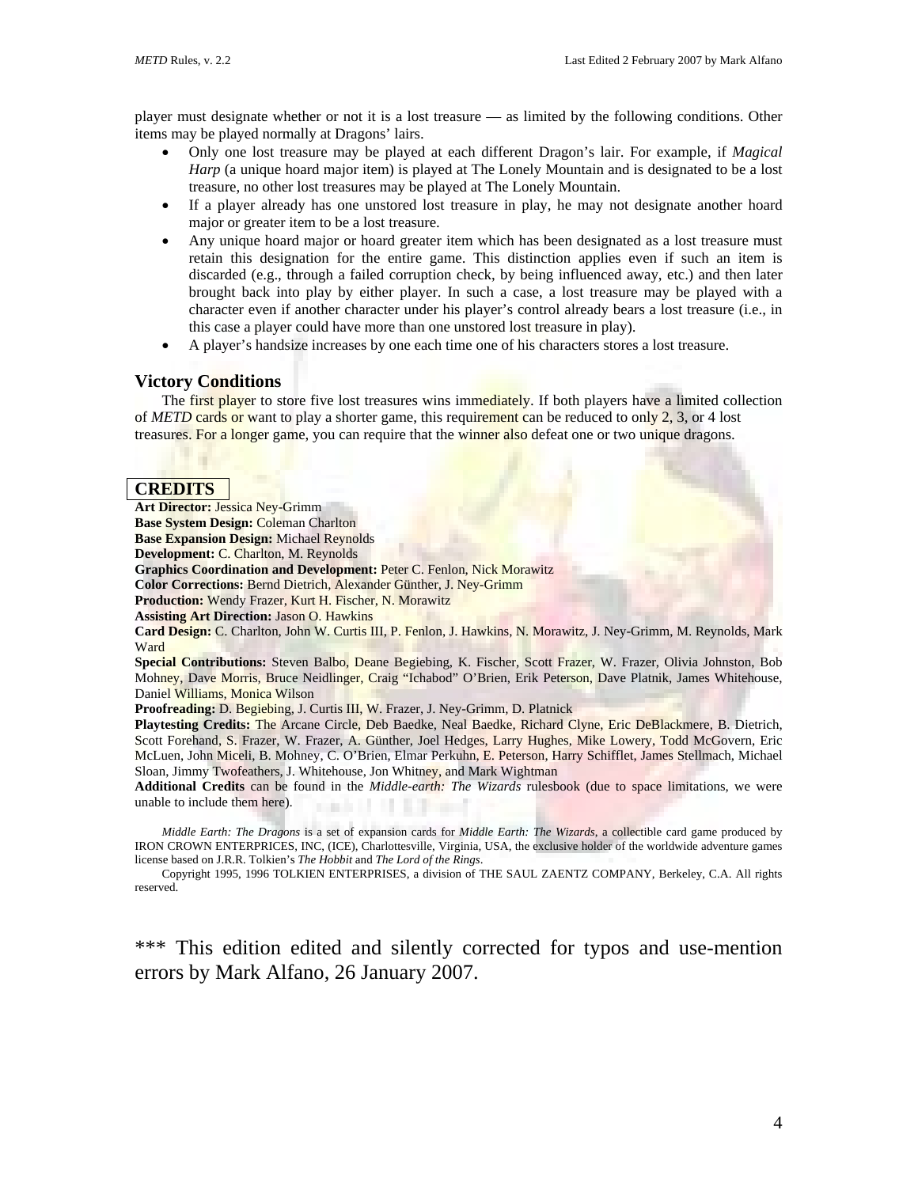player must designate whether or not it is a lost treasure — as limited by the following conditions. Other items may be played normally at Dragons' lairs.

- Only one lost treasure may be played at each different Dragon's lair. For example, if *Magical Harp* (a unique hoard major item) is played at The Lonely Mountain and is designated to be a lost treasure, no other lost treasures may be played at The Lonely Mountain.
- If a player already has one unstored lost treasure in play, he may not designate another hoard major or greater item to be a lost treasure.
- Any unique hoard major or hoard greater item which has been designated as a lost treasure must retain this designation for the entire game. This distinction applies even if such an item is discarded (e.g., through a failed corruption check, by being influenced away, etc.) and then later brought back into play by either player. In such a case, a lost treasure may be played with a character even if another character under his player's control already bears a lost treasure (i.e., in this case a player could have more than one unstored lost treasure in play).
- A player's handsize increases by one each time one of his characters stores a lost treasure.

### Victory Conditions

The first player to store five lost treasures wins immediately. If both players have a limited collection of *METD* cards or want to play a shorter game, this requirement can be reduced to only 2, 3, or 4 lost treasures. For a longer game, you can require that the winner also defeat one or two unique dragons.

## CREDITS

**Art Director:** Jessica Ney-Grimm
**Base System Design:** Coleman Charlton
**Base Expansion Design:** Michael Reynolds
**Development:** C. Charlton, M. Reynolds
**Graphics Coordination and Development:** Peter C. Fenlon, Nick Morawitz
**Color Corrections:** Bernd Dietrich, Alexander Günther, J. Ney-Grimm
**Production:** Wendy Frazer, Kurt H. Fischer, N. Morawitz
**Assisting Art Direction:** Jason O. Hawkins
**Card Design:** C. Charlton, John W. Curtis III, P. Fenlon, J. Hawkins, N. Morawitz, J. Ney-Grimm, M. Reynolds, Mark Ward
**Special Contributions:** Steven Balbo, Deane Begiebing, K. Fischer, Scott Frazer, W. Frazer, Olivia Johnston, Bob Mohney, Dave Morris, Bruce Neidlinger, Craig "Ichabod" O'Brien, Erik Peterson, Dave Platnik, James Whitehouse, Daniel Williams, Monica Wilson
**Proofreading:** D. Begiebing, J. Curtis III, W. Frazer, J. Ney-Grimm, D. Platnick
**Playtesting Credits:** The Arcane Circle, Deb Baedke, Neal Baedke, Richard Clyne, Eric DeBlackmere, B. Dietrich, Scott Forehand, S. Frazer, W. Frazer, A. Günther, Joel Hedges, Larry Hughes, Mike Lowery, Todd McGovern, Eric McLuen, John Miceli, B. Mohney, C. O'Brien, Elmar Perkuhn, E. Peterson, Harry Schifflet, James Stellmach, Michael Sloan, Jimmy Twofeathers, J. Whitehouse, Jon Whitney, and Mark Wightman
**Additional Credits** can be found in the *Middle-earth: The Wizards* rulesbook (due to space limitations, we were unable to include them here).

*Middle Earth: The Dragons* is a set of expansion cards for *Middle Earth: The Wizards*, a collectible card game produced by IRON CROWN ENTERPRICES, INC, (ICE), Charlottesville, Virginia, USA, the exclusive holder of the worldwide adventure games license based on J.R.R. Tolkien's *The Hobbit* and *The Lord of the Rings*.

Copyright 1995, 1996 TOLKIEN ENTERPRISES, a division of THE SAUL ZAENTZ COMPANY, Berkeley, C.A. All rights reserved.

*** This edition edited and silently corrected for typos and use-mention errors by Mark Alfano, 26 January 2007.